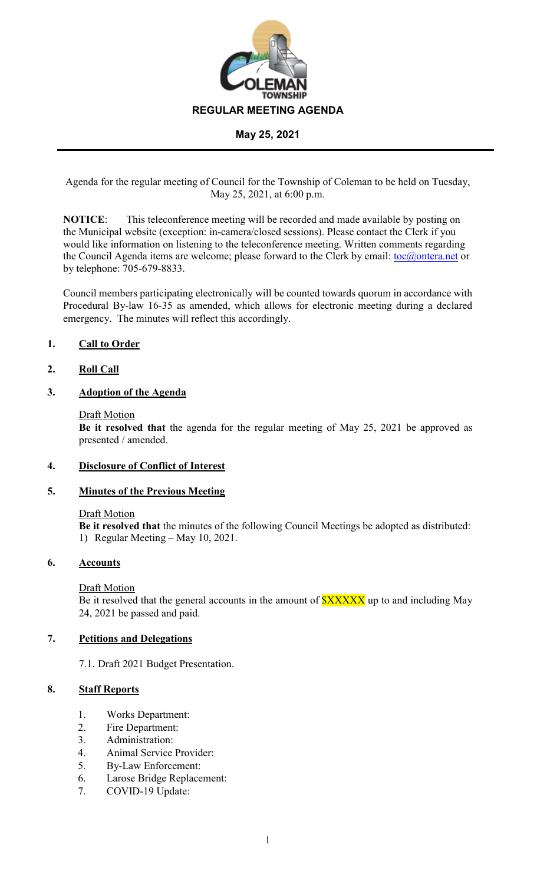# REGULAR MEETING AGENDA

## May 25, 2021

Agenda for the regular meeting of Council for the Township of Coleman to be held on Tuesday, May 25, 2021, at 6:00 p.m.

**NOTICE**: This teleconference meeting will be recorded and made available by posting on the Municipal website (exception: in-camera/closed sessions). Please contact the Clerk if you would like information on listening to the teleconference meeting. Written comments regarding the Council Agenda items are welcome; please forward to the Clerk by email: toc@ontera.net or by telephone: 705-679-8833.

Council members participating electronically will be counted towards quorum in accordance with Procedural By-law 16-35 as amended, which allows for electronic meeting during a declared emergency. The minutes will reflect this accordingly.

### 1. Call to Order

### 2. Roll Call

### 3. Adoption of the Agenda

Draft Motion
**Be it resolved that** the agenda for the regular meeting of May 25, 2021 be approved as presented / amended.

### 4. Disclosure of Conflict of Interest

### 5. Minutes of the Previous Meeting

Draft Motion
**Be it resolved that** the minutes of the following Council Meetings be adopted as distributed:
1) Regular Meeting – May 10, 2021.

### 6. Accounts

Draft Motion
Be it resolved that the general accounts in the amount of $XXXXX up to and including May 24, 2021 be passed and paid.

### 7. Petitions and Delegations

7.1. Draft 2021 Budget Presentation.

### 8. Staff Reports

1. Works Department:
2. Fire Department:
3. Administration:
4. Animal Service Provider:
5. By-Law Enforcement:
6. Larose Bridge Replacement:
7. COVID-19 Update: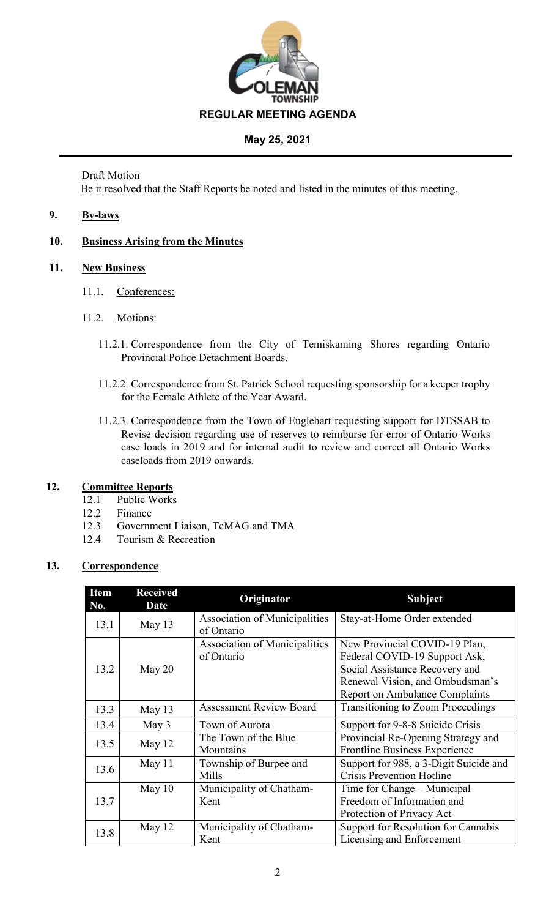Draft Motion
Be it resolved that the Staff Reports be noted and listed in the minutes of this meeting.

## 9. By-laws

## 10. Business Arising from the Minutes

## 11. New Business

11.1. Conferences:

11.2. Motions:

11.2.1. Correspondence from the City of Temiskaming Shores regarding Ontario Provincial Police Detachment Boards.

11.2.2. Correspondence from St. Patrick School requesting sponsorship for a keeper trophy for the Female Athlete of the Year Award.

11.2.3. Correspondence from the Town of Englehart requesting support for DTSSAB to Revise decision regarding use of reserves to reimburse for error of Ontario Works case loads in 2019 and for internal audit to review and correct all Ontario Works caseloads from 2019 onwards.

## 12. Committee Reports

12.1 Public Works
12.2 Finance
12.3 Government Liaison, TeMAG and TMA
12.4 Tourism & Recreation

## 13. Correspondence

| Item No. | Received Date | Originator | Subject |
|---|---|---|---|
| 13.1 | May 13 | Association of Municipalities of Ontario | Stay-at-Home Order extended |
| 13.2 | May 20 | Association of Municipalities of Ontario | New Provincial COVID-19 Plan, Federal COVID-19 Support Ask, Social Assistance Recovery and Renewal Vision, and Ombudsman's Report on Ambulance Complaints |
| 13.3 | May 13 | Assessment Review Board | Transitioning to Zoom Proceedings |
| 13.4 | May 3 | Town of Aurora | Support for 9-8-8 Suicide Crisis |
| 13.5 | May 12 | The Town of the Blue Mountains | Provincial Re-Opening Strategy and Frontline Business Experience |
| 13.6 | May 11 | Township of Burpee and Mills | Support for 988, a 3-Digit Suicide and Crisis Prevention Hotline |
| 13.7 | May 10 | Municipality of Chatham-Kent | Time for Change – Municipal Freedom of Information and Protection of Privacy Act |
| 13.8 | May 12 | Municipality of Chatham-Kent | Support for Resolution for Cannabis Licensing and Enforcement |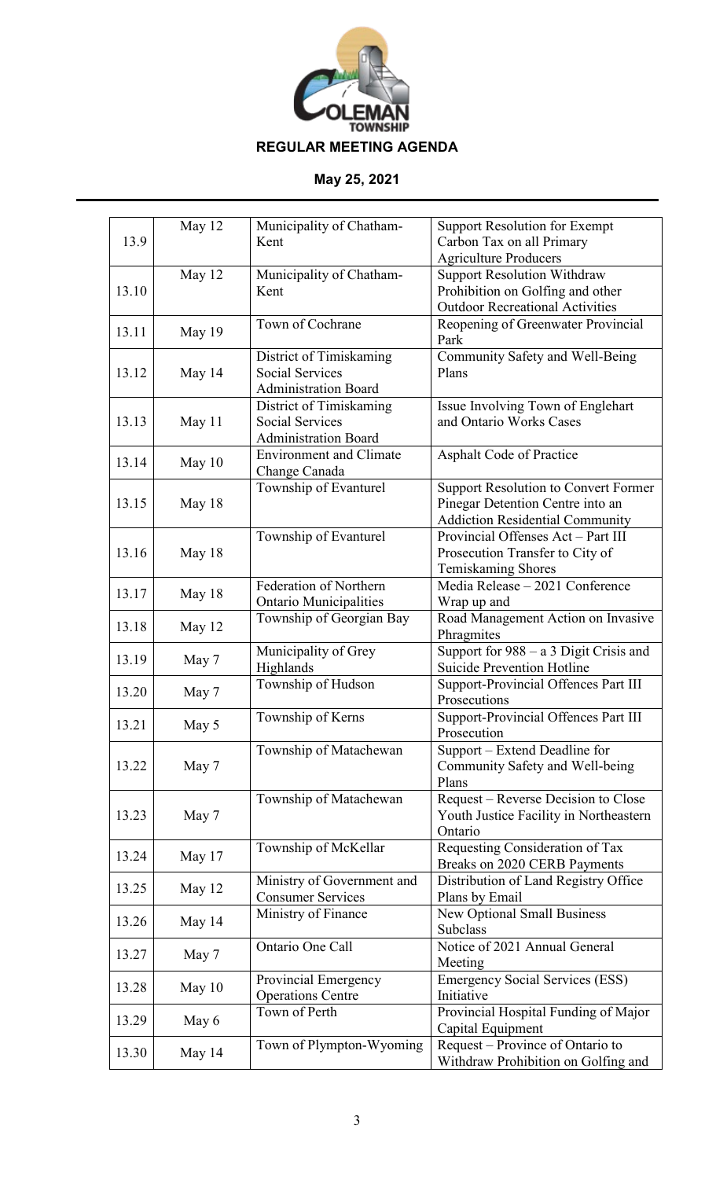**REGULAR MEETING AGENDA**

**May 25, 2021**

| | | | |
|---|---|---|---|
| 13.9 | May 12 | Municipality of Chatham-Kent | Support Resolution for Exempt Carbon Tax on all Primary Agriculture Producers |
| 13.10 | May 12 | Municipality of Chatham-Kent | Support Resolution Withdraw Prohibition on Golfing and other Outdoor Recreational Activities |
| 13.11 | May 19 | Town of Cochrane | Reopening of Greenwater Provincial Park |
| 13.12 | May 14 | District of Timiskaming Social Services Administration Board | Community Safety and Well-Being Plans |
| 13.13 | May 11 | District of Timiskaming Social Services Administration Board | Issue Involving Town of Englehart and Ontario Works Cases |
| 13.14 | May 10 | Environment and Climate Change Canada | Asphalt Code of Practice |
| 13.15 | May 18 | Township of Evanturel | Support Resolution to Convert Former Pinegar Detention Centre into an Addiction Residential Community |
| 13.16 | May 18 | Township of Evanturel | Provincial Offenses Act – Part III Prosecution Transfer to City of Temiskaming Shores |
| 13.17 | May 18 | Federation of Northern Ontario Municipalities | Media Release – 2021 Conference Wrap up and |
| 13.18 | May 12 | Township of Georgian Bay | Road Management Action on Invasive Phragmites |
| 13.19 | May 7 | Municipality of Grey Highlands | Support for 988 – a 3 Digit Crisis and Suicide Prevention Hotline |
| 13.20 | May 7 | Township of Hudson | Support-Provincial Offences Part III Prosecutions |
| 13.21 | May 5 | Township of Kerns | Support-Provincial Offences Part III Prosecution |
| 13.22 | May 7 | Township of Matachewan | Support – Extend Deadline for Community Safety and Well-being Plans |
| 13.23 | May 7 | Township of Matachewan | Request – Reverse Decision to Close Youth Justice Facility in Northeastern Ontario |
| 13.24 | May 17 | Township of McKellar | Requesting Consideration of Tax Breaks on 2020 CERB Payments |
| 13.25 | May 12 | Ministry of Government and Consumer Services | Distribution of Land Registry Office Plans by Email |
| 13.26 | May 14 | Ministry of Finance | New Optional Small Business Subclass |
| 13.27 | May 7 | Ontario One Call | Notice of 2021 Annual General Meeting |
| 13.28 | May 10 | Provincial Emergency Operations Centre | Emergency Social Services (ESS) Initiative |
| 13.29 | May 6 | Town of Perth | Provincial Hospital Funding of Major Capital Equipment |
| 13.30 | May 14 | Town of Plympton-Wyoming | Request – Province of Ontario to Withdraw Prohibition on Golfing and |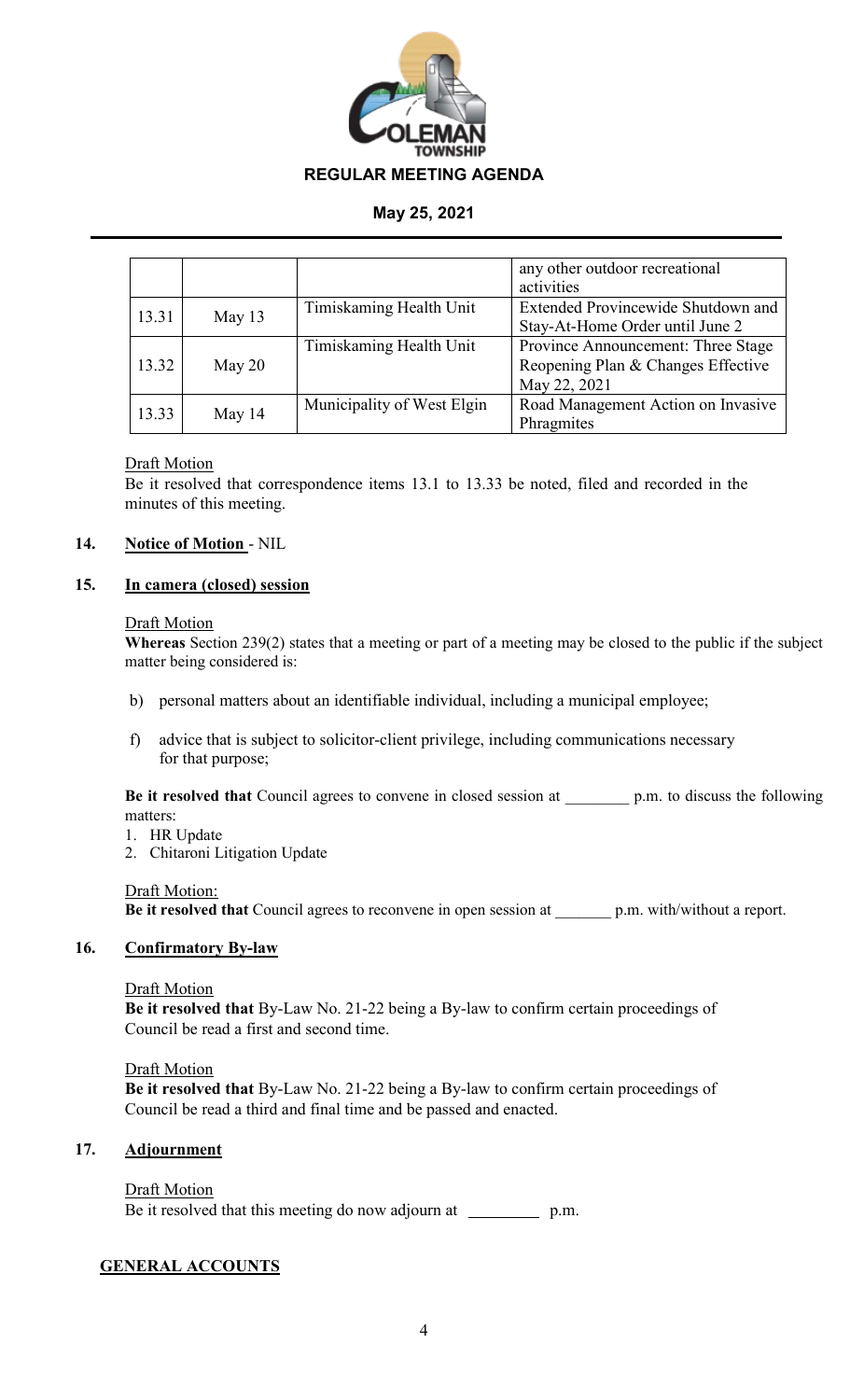| | | | |
|---|---|---|---|
| | | | any other outdoor recreational activities |
| 13.31 | May 13 | Timiskaming Health Unit | Extended Provincewide Shutdown and Stay-At-Home Order until June 2 |
| 13.32 | May 20 | Timiskaming Health Unit | Province Announcement: Three Stage Reopening Plan & Changes Effective May 22, 2021 |
| 13.33 | May 14 | Municipality of West Elgin | Road Management Action on Invasive Phragmites |

Draft Motion
Be it resolved that correspondence items 13.1 to 13.33 be noted, filed and recorded in the minutes of this meeting.

## 14. Notice of Motion - NIL

## 15. In camera (closed) session

Draft Motion
**Whereas** Section 239(2) states that a meeting or part of a meeting may be closed to the public if the subject matter being considered is:

b) personal matters about an identifiable individual, including a municipal employee;

f) advice that is subject to solicitor-client privilege, including communications necessary for that purpose;

**Be it resolved that** Council agrees to convene in closed session at ________ p.m. to discuss the following matters:

1. HR Update
2. Chitaroni Litigation Update

Draft Motion:
**Be it resolved that** Council agrees to reconvene in open session at _______ p.m. with/without a report.

## 16. Confirmatory By-law

Draft Motion
**Be it resolved that** By-Law No. 21-22 being a By-law to confirm certain proceedings of Council be read a first and second time.

Draft Motion
**Be it resolved that** By-Law No. 21-22 being a By-law to confirm certain proceedings of Council be read a third and final time and be passed and enacted.

## 17. Adjournment

Draft Motion
Be it resolved that this meeting do now adjourn at _________ p.m.

## GENERAL ACCOUNTS